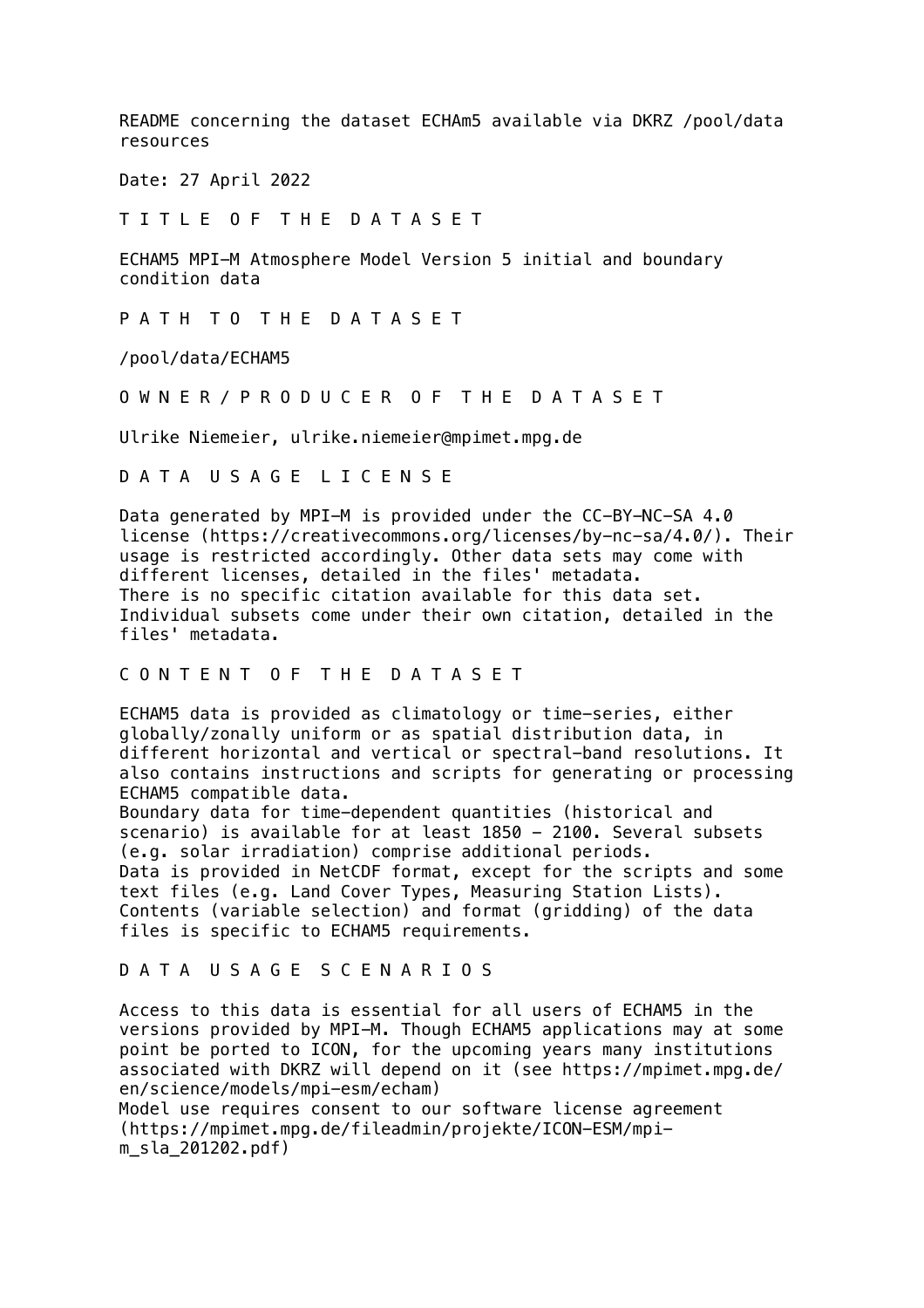README concerning the dataset ECHAm5 available via DKRZ /pool/data resources

Date: 27 April 2022

## T I T L E O F T H E D A T A S E T

ECHAM5 MPI-M Atmosphere Model Version 5 initial and boundary condition data

## P A T H T O T H E D A T A S E T

/pool/data/ECHAM5

## O W N E R / P R O D U C E R O F T H E D A T A S E T

Ulrike Niemeier, ulrike.niemeier@mpimet.mpg.de

## D A T A U S A G E L I C E N S E

Data generated by MPI-M is provided under the CC-BY-NC-SA 4.0 license (https://creativecommons.org/licenses/by-nc-sa/4.0/). Their usage is restricted accordingly. Other data sets may come with different licenses, detailed in the files' metadata.
There is no specific citation available for this data set. Individual subsets come under their own citation, detailed in the files' metadata.

## C O N T E N T O F T H E D A T A S E T

ECHAM5 data is provided as climatology or time-series, either globally/zonally uniform or as spatial distribution data, in different horizontal and vertical or spectral-band resolutions. It also contains instructions and scripts for generating or processing ECHAM5 compatible data.
Boundary data for time-dependent quantities (historical and scenario) is available for at least 1850 - 2100. Several subsets (e.g. solar irradiation) comprise additional periods.
Data is provided in NetCDF format, except for the scripts and some text files (e.g. Land Cover Types, Measuring Station Lists).
Contents (variable selection) and format (gridding) of the data files is specific to ECHAM5 requirements.

## D A T A U S A G E S C E N A R I O S

Access to this data is essential for all users of ECHAM5 in the versions provided by MPI-M. Though ECHAM5 applications may at some point be ported to ICON, for the upcoming years many institutions associated with DKRZ will depend on it (see https://mpimet.mpg.de/en/science/models/mpi-esm/echam)
Model use requires consent to our software license agreement (https://mpimet.mpg.de/fileadmin/projekte/ICON-ESM/mpi-m_sla_201202.pdf)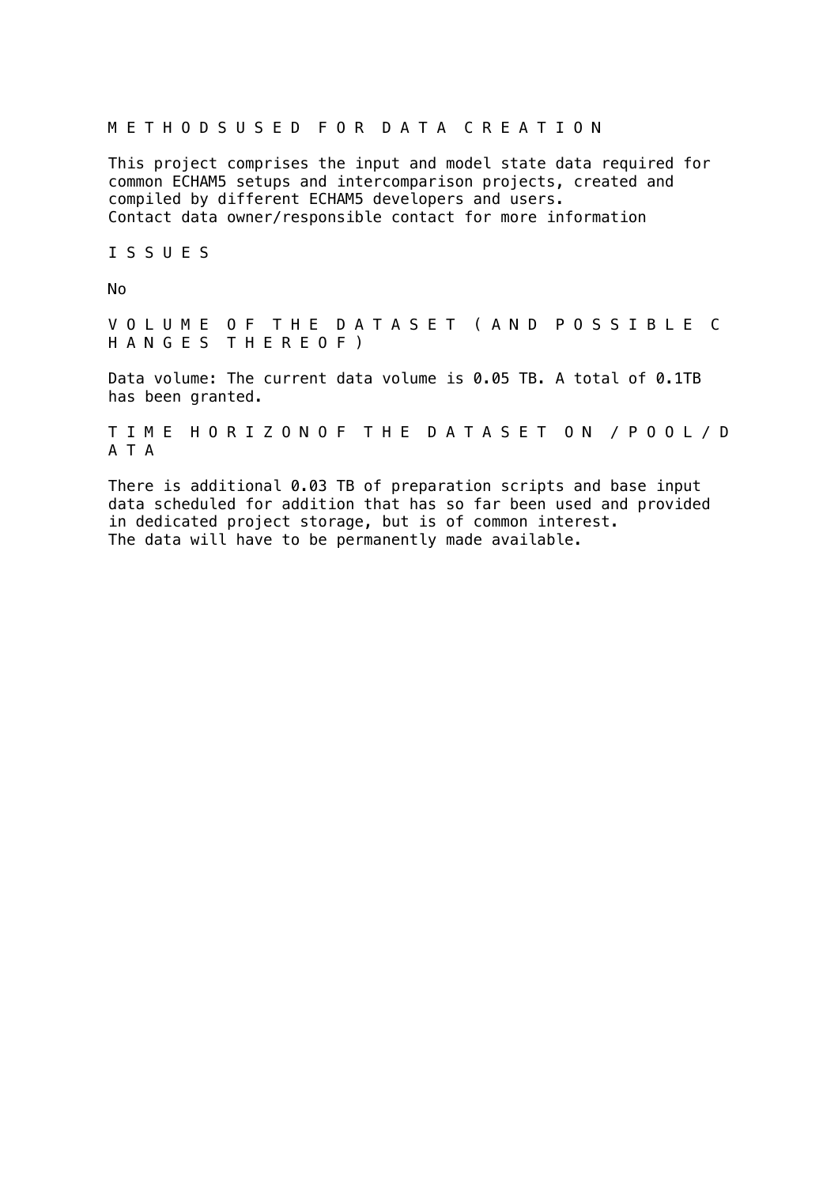## METHODSUSED FOR DATA CREATION

This project comprises the input and model state data required for common ECHAM5 setups and intercomparison projects, created and compiled by different ECHAM5 developers and users.
Contact data owner/responsible contact for more information

## ISSUES

No

## VOLUME OF THE DATASET (AND POSSIBLE CHANGES THEREOF)

Data volume: The current data volume is 0.05 TB. A total of 0.1TB has been granted.

## TIME HORIZONOF THE DATASET ON /POOL/DATA

There is additional 0.03 TB of preparation scripts and base input data scheduled for addition that has so far been used and provided in dedicated project storage, but is of common interest.
The data will have to be permanently made available.